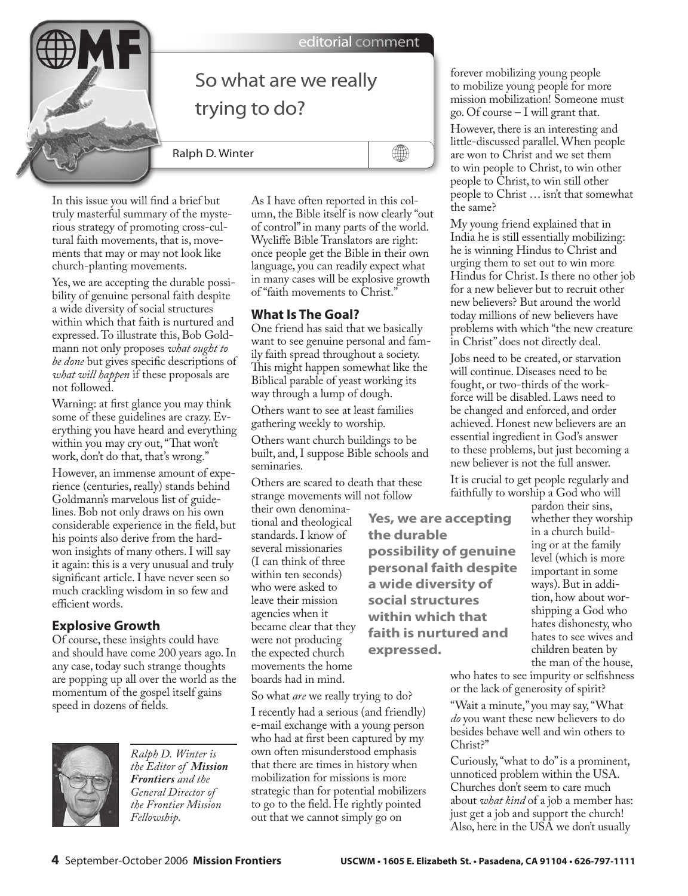editorial comment

# So what are we really trying to do?

Ralph D. Winter

In this issue you will find a brief but truly masterful summary of the mysterious strategy of promoting cross-cultural faith movements, that is, movements that may or may not look like church-planting movements.

Yes, we are accepting the durable possibility of genuine personal faith despite a wide diversity of social structures within which that faith is nurtured and expressed. To illustrate this, Bob Goldmann not only proposes *what ought to be done* but gives specific descriptions of *what will happen* if these proposals are not followed.

Warning: at first glance you may think some of these guidelines are crazy. Everything you have heard and everything within you may cry out, "That won't work, don't do that, that's wrong."

However, an immense amount of experience (centuries, really) stands behind Goldmann's marvelous list of guidelines. Bob not only draws on his own considerable experience in the field, but his points also derive from the hard-won insights of many others. I will say it again: this is a very unusual and truly significant article. I have never seen so much crackling wisdom in so few and efficient words.

## Explosive Growth

Of course, these insights could have and should have come 200 years ago. In any case, today such strange thoughts are popping up all over the world as the momentum of the gospel itself gains speed in dozens of fields.

*Ralph D. Winter is the Editor of* ***Mission Frontiers*** *and the General Director of the Frontier Mission Fellowship.*

As I have often reported in this column, the Bible itself is now clearly "out of control" in many parts of the world. Wycliffe Bible Translators are right: once people get the Bible in their own language, you can readily expect what in many cases will be explosive growth of "faith movements to Christ."

## What Is The Goal?

One friend has said that we basically want to see genuine personal and family faith spread throughout a society. This might happen somewhat like the Biblical parable of yeast working its way through a lump of dough.

Others want to see at least families gathering weekly to worship.

Others want church buildings to be built, and, I suppose Bible schools and seminaries.

Others are scared to death that these strange movements will not follow their own denominational and theological standards. I know of several missionaries (I can think of three within ten seconds) who were asked to leave their mission agencies when it became clear that they were not producing the expected church movements the home boards had in mind.

**Yes, we are accepting the durable possibility of genuine personal faith despite a wide diversity of social structures within which that faith is nurtured and expressed.**

So what *are* we really trying to do?

I recently had a serious (and friendly) e-mail exchange with a young person who had at first been captured by my own often misunderstood emphasis that there are times in history when mobilization for missions is more strategic than for potential mobilizers to go to the field. He rightly pointed out that we cannot simply go on forever mobilizing young people to mobilize young people for more mission mobilization! Someone must go. Of course – I will grant that.

However, there is an interesting and little-discussed parallel. When people are won to Christ and we set them to win people to Christ, to win other people to Christ, to win still other people to Christ … isn't that somewhat the same?

My young friend explained that in India he is still essentially mobilizing: he is winning Hindus to Christ and urging them to set out to win more Hindus for Christ. Is there no other job for a new believer but to recruit other new believers? But around the world today millions of new believers have problems with which "the new creature in Christ" does not directly deal.

Jobs need to be created, or starvation will continue. Diseases need to be fought, or two-thirds of the workforce will be disabled. Laws need to be changed and enforced, and order achieved. Honest new believers are an essential ingredient in God's answer to these problems, but just becoming a new believer is not the full answer.

It is crucial to get people regularly and faithfully to worship a God who will pardon their sins, whether they worship in a church building or at the family level (which is more important in some ways). But in addition, how about worshipping a God who hates dishonesty, who hates to see wives and children beaten by the man of the house, who hates to see impurity or selfishness or the lack of generosity of spirit?

"Wait a minute," you may say, "What *do* you want these new believers to do besides behave well and win others to Christ?"

Curiously, "what to do" is a prominent, unnoticed problem within the USA. Churches don't seem to care much about *what kind* of a job a member has: just get a job and support the church! Also, here in the USA we don't usually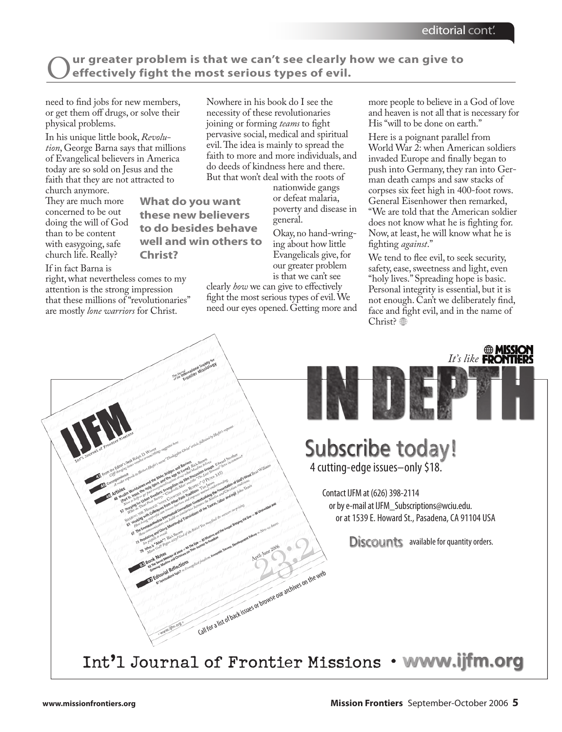## Our greater problem is that we can't see clearly how we can give to effectively fight the most serious types of evil.

need to find jobs for new members, or get them off drugs, or solve their physical problems.

In his unique little book, *Revolution*, George Barna says that millions of Evangelical believers in America today are so sold on Jesus and the faith that they are not attracted to church anymore. They are much more concerned to be out doing the will of God than to be content with easygoing, safe church life. Really?

**What do you want these new believers to do besides behave well and win others to Christ?**

If in fact Barna is right, what nevertheless comes to my attention is the strong impression that these millions of "revolutionaries" are mostly *lone warriors* for Christ.

Nowhere in his book do I see the necessity of these revolutionaries joining or forming *teams* to fight pervasive social, medical and spiritual evil. The idea is mainly to spread the faith to more and more individuals, and do deeds of kindness here and there. But that won't deal with the roots of nationwide gangs or defeat malaria, poverty and disease in general.

Okay, no hand-wringing about how little Evangelicals give, for our greater problem is that we can't see clearly *how* we can give to effectively fight the most serious types of evil. We need our eyes opened. Getting more and more people to believe in a God of love and heaven is not all that is necessary for His "will to be done on earth."

Here is a poignant parallel from World War 2: when American soldiers invaded Europe and finally began to push into Germany, they ran into German death camps and saw stacks of corpses six feet high in 400-foot rows. General Eisenhower then remarked, "We are told that the American soldier does not know what he is fighting for. Now, at least, he will know what he is fighting *against*."

We tend to flee evil, to seek security, safety, ease, sweetness and light, even "holy lives." Spreading hope is basic. Personal integrity is essential, but it is not enough. Can't we deliberately find, face and fight evil, and in the name of Christ?

---

*It's like* MISSION FRONTIERS

# IN DEPTH

## Subscribe today!

4 cutting-edge issues–only $18.

Contact IJFM at (626) 398-2114
or by e-mail at IJFM_Subscriptions@wciu.edu.
or at 1539 E. Howard St., Pasadena, CA 91104 USA

**Discounts** available for quantity orders.

Call for a list of back issues or browse our archives on the web

Int'l Journal of Frontier Missions • **www.ijfm.org**